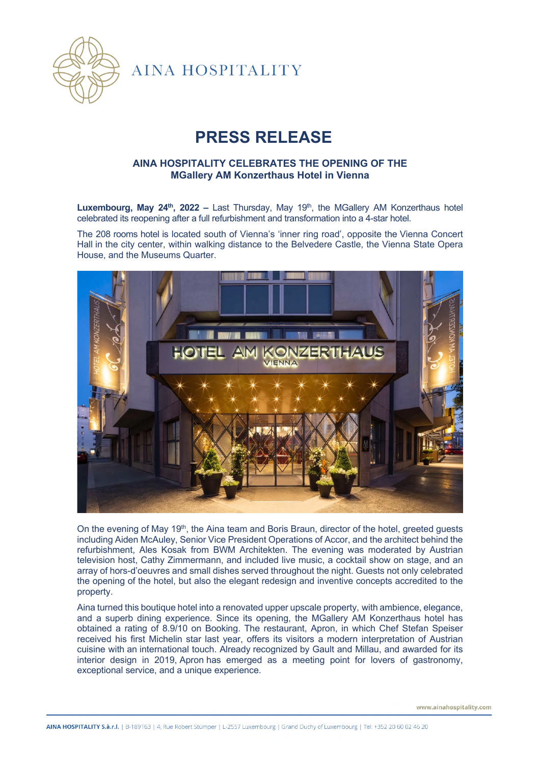AINA HOSPITALITY

# PRESS RELEASE

## AINA HOSPITALITY CELEBRATES THE OPENING OF THE MGallery AM Konzerthaus Hotel in Vienna

**Luxembourg, May 24th, 2022 –** Last Thursday, May 19th, the MGallery AM Konzerthaus hotel celebrated its reopening after a full refurbishment and transformation into a 4-star hotel.

The 208 rooms hotel is located south of Vienna's 'inner ring road', opposite the Vienna Concert Hall in the city center, within walking distance to the Belvedere Castle, the Vienna State Opera House, and the Museums Quarter.

On the evening of May 19th, the Aina team and Boris Braun, director of the hotel, greeted guests including Aiden McAuley, Senior Vice President Operations of Accor, and the architect behind the refurbishment, Ales Kosak from BWM Architekten. The evening was moderated by Austrian television host, Cathy Zimmermann, and included live music, a cocktail show on stage, and an array of hors-d'oeuvres and small dishes served throughout the night. Guests not only celebrated the opening of the hotel, but also the elegant redesign and inventive concepts accredited to the property.

Aina turned this boutique hotel into a renovated upper upscale property, with ambience, elegance, and a superb dining experience. Since its opening, the MGallery AM Konzerthaus hotel has obtained a rating of 8.9/10 on Booking. The restaurant, Apron, in which Chef Stefan Speiser received his first Michelin star last year, offers its visitors a modern interpretation of Austrian cuisine with an international touch. Already recognized by Gault and Millau, and awarded for its interior design in 2019, Apron has emerged as a meeting point for lovers of gastronomy, exceptional service, and a unique experience.

www.ainahospitality.com

**AINA HOSPITALITY S.à.r.l.** | B-189163 | 4, Rue Robert Stümper | L-2557 Luxembourg | Grand Duchy of Luxembourg | Tel: +352 20 60 02 46 20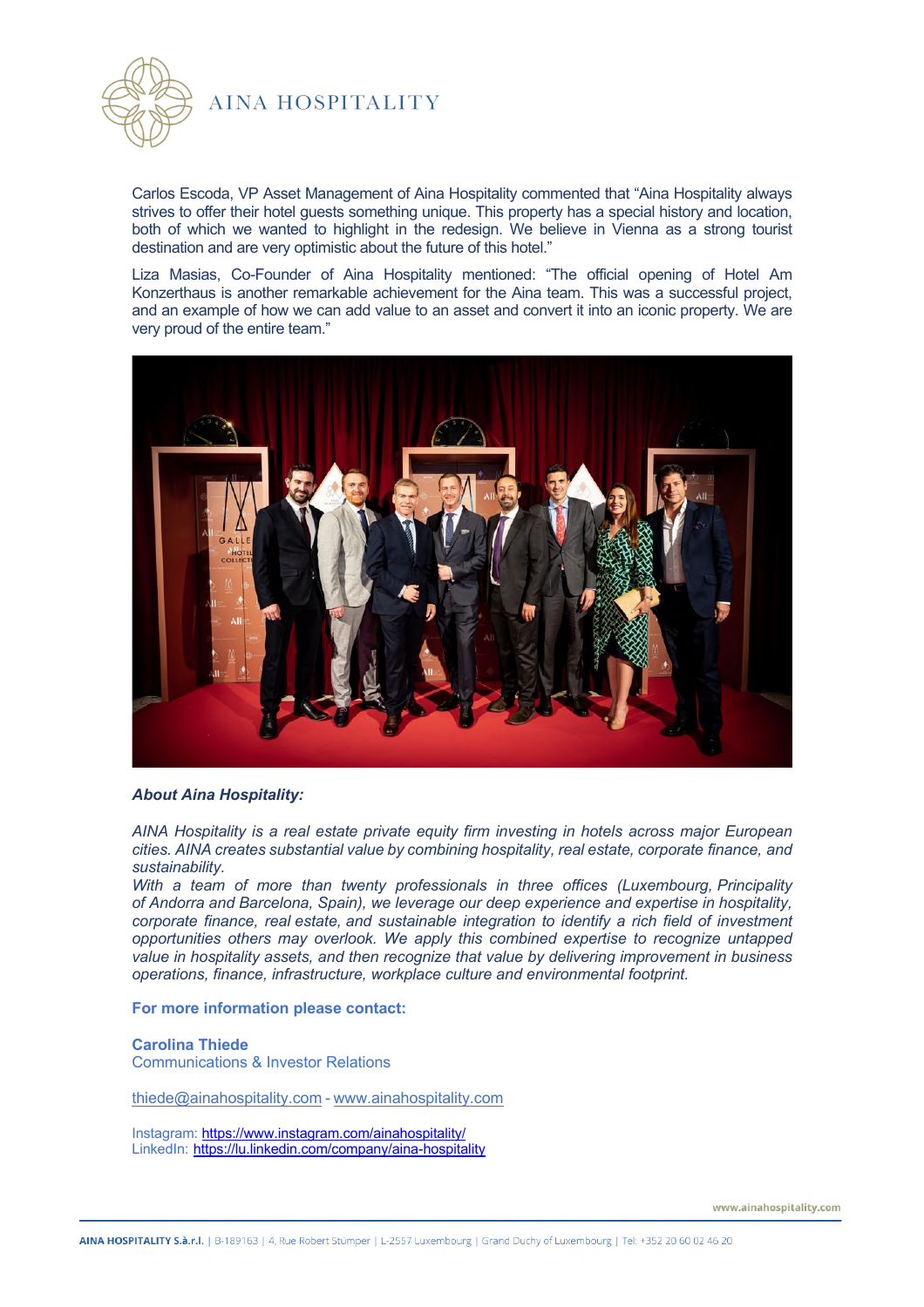Carlos Escoda, VP Asset Management of Aina Hospitality commented that "Aina Hospitality always strives to offer their hotel guests something unique. This property has a special history and location, both of which we wanted to highlight in the redesign. We believe in Vienna as a strong tourist destination and are very optimistic about the future of this hotel."

Liza Masias, Co-Founder of Aina Hospitality mentioned: "The official opening of Hotel Am Konzerthaus is another remarkable achievement for the Aina team. This was a successful project, and an example of how we can add value to an asset and convert it into an iconic property. We are very proud of the entire team."

***About Aina Hospitality:***

*AINA Hospitality is a real estate private equity firm investing in hotels across major European cities. AINA creates substantial value by combining hospitality, real estate, corporate finance, and sustainability.*
*With a team of more than twenty professionals in three offices (Luxembourg, Principality of Andorra and Barcelona, Spain), we leverage our deep experience and expertise in hospitality, corporate finance, real estate, and sustainable integration to identify a rich field of investment opportunities others may overlook. We apply this combined expertise to recognize untapped value in hospitality assets, and then recognize that value by delivering improvement in business operations, finance, infrastructure, workplace culture and environmental footprint.*

**For more information please contact:**

**Carolina Thiede**
Communications & Investor Relations

thiede@ainahospitality.com - www.ainahospitality.com

Instagram: https://www.instagram.com/ainahospitality/
LinkedIn: https://lu.linkedin.com/company/aina-hospitality

www.ainahospitality.com

**AINA HOSPITALITY S.à.r.l.** | B-189163 | 4, Rue Robert Stümper | L-2557 Luxembourg | Grand Duchy of Luxembourg | Tel: +352 20 60 02 46 20